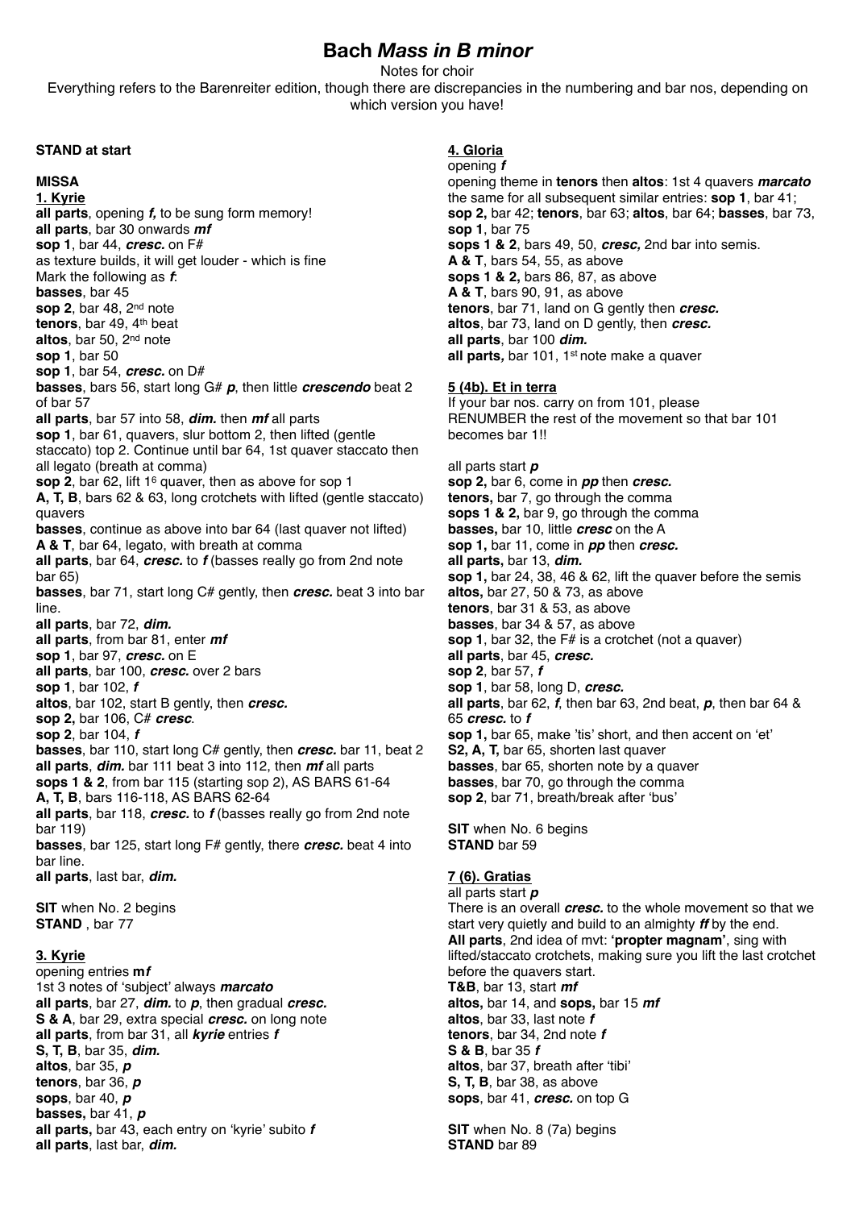# Bach *Mass in B minor*

Notes for choir

Everything refers to the Barenreiter edition, though there are discrepancies in the numbering and bar nos, depending on which version you have!

**STAND at start**

**MISSA**

**1. Kyrie**

**all parts**, opening ***f,*** to be sung form memory!
**all parts**, bar 30 onwards ***mf***
**sop 1**, bar 44, ***cresc.*** on F#
as texture builds, it will get louder - which is fine
Mark the following as ***f***:
**basses**, bar 45
**sop 2**, bar 48, 2nd note
**tenors**, bar 49, 4th beat
**altos**, bar 50, 2nd note
**sop 1**, bar 50
**sop 1**, bar 54, ***cresc.*** on D#
**basses**, bars 56, start long G# ***p***, then little ***crescendo*** beat 2 of bar 57
**all parts**, bar 57 into 58, ***dim.*** then ***mf*** all parts
**sop 1**, bar 61, quavers, slur bottom 2, then lifted (gentle staccato) top 2. Continue until bar 64, 1st quaver staccato then all legato (breath at comma)
**sop 2**, bar 62, lift 1$^{6}$ quaver, then as above for sop 1
**A, T, B**, bars 62 & 63, long crotchets with lifted (gentle staccato) quavers
**basses**, continue as above into bar 64 (last quaver not lifted)
**A & T**, bar 64, legato, with breath at comma
**all parts**, bar 64, ***cresc.*** to ***f*** (basses really go from 2nd note bar 65)
**basses**, bar 71, start long C# gently, then ***cresc.*** beat 3 into bar line.
**all parts**, bar 72, ***dim.***
**all parts**, from bar 81, enter ***mf***
**sop 1**, bar 97, ***cresc.*** on E
**all parts**, bar 100, ***cresc.*** over 2 bars
**sop 1**, bar 102, ***f***
**altos**, bar 102, start B gently, then ***cresc.***
**sop 2,** bar 106, C# ***cresc***.
**sop 2**, bar 104, ***f***
**basses**, bar 110, start long C# gently, then ***cresc.*** bar 11, beat 2
**all parts**, ***dim.*** bar 111 beat 3 into 112, then ***mf*** all parts
**sops 1 & 2**, from bar 115 (starting sop 2), AS BARS 61-64
**A, T, B**, bars 116-118, AS BARS 62-64
**all parts**, bar 118, ***cresc.*** to ***f*** (basses really go from 2nd note bar 119)
**basses**, bar 125, start long F# gently, there ***cresc.*** beat 4 into bar line.
**all parts**, last bar, ***dim.***

**SIT** when No. 2 begins
**STAND** , bar 77

**3. Kyrie**

opening entries **m*f***
1st 3 notes of 'subject' always ***marcato***
**all parts**, bar 27, ***dim.*** to ***p***, then gradual ***cresc.***
**S & A**, bar 29, extra special ***cresc.*** on long note
**all parts**, from bar 31, all ***kyrie*** entries ***f***
**S, T, B**, bar 35, ***dim.***
**altos**, bar 35, ***p***
**tenors**, bar 36, ***p***
**sops**, bar 40, ***p***
**basses,** bar 41, ***p***
**all parts,** bar 43, each entry on 'kyrie' subito ***f***
**all parts**, last bar, ***dim.***

**4. Gloria**

opening ***f***
opening theme in **tenors** then **altos**: 1st 4 quavers ***marcato***
the same for all subsequent similar entries: **sop 1**, bar 41; **sop 2,** bar 42; **tenors**, bar 63; **altos**, bar 64; **basses**, bar 73, **sop 1**, bar 75
**sops 1 & 2**, bars 49, 50, ***cresc,*** 2nd bar into semis.
**A & T**, bars 54, 55, as above
**sops 1 & 2,** bars 86, 87, as above
**A & T**, bars 90, 91, as above
**tenors**, bar 71, land on G gently then ***cresc.***
**altos**, bar 73, land on D gently, then ***cresc.***
**all parts**, bar 100 ***dim.***
**all parts***,* bar 101, 1st note make a quaver

**5 (4b). Et in terra**

If your bar nos. carry on from 101, please RENUMBER the rest of the movement so that bar 101 becomes bar 1!!

all parts start ***p***
**sop 2,** bar 6, come in ***pp*** then ***cresc.***
**tenors,** bar 7, go through the comma
**sops 1 & 2,** bar 9, go through the comma
**basses,** bar 10, little ***cresc*** on the A
**sop 1,** bar 11, come in ***pp*** then ***cresc.***
**all parts,** bar 13, ***dim.***
**sop 1,** bar 24, 38, 46 & 62, lift the quaver before the semis
**altos,** bar 27, 50 & 73, as above
**tenors**, bar 31 & 53, as above
**basses**, bar 34 & 57, as above
**sop 1**, bar 32, the F# is a crotchet (not a quaver)
**all parts**, bar 45, ***cresc.***
**sop 2**, bar 57, ***f***
**sop 1**, bar 58, long D, ***cresc.***
**all parts**, bar 62, ***f***, then bar 63, 2nd beat, ***p***, then bar 64 & 65 ***cresc.*** to ***f***
**sop 1,** bar 65, make 'tis' short, and then accent on 'et'
**S2, A, T,** bar 65, shorten last quaver
**basses**, bar 65, shorten note by a quaver
**basses**, bar 70, go through the comma
**sop 2**, bar 71, breath/break after 'bus'

**SIT** when No. 6 begins
**STAND** bar 59

**7 (6). Gratias**

all parts start ***p***
There is an overall ***cresc.*** to the whole movement so that we start very quietly and build to an almighty ***ff*** by the end.
**All parts**, 2nd idea of mvt: **'propter magnam'**, sing with lifted/staccato crotchets, making sure you lift the last crotchet before the quavers start.
**T&B**, bar 13, start ***mf***
**altos,** bar 14, and **sops,** bar 15 ***mf***
**altos**, bar 33, last note ***f***
**tenors**, bar 34, 2nd note ***f***
**S & B**, bar 35 ***f***
**altos**, bar 37, breath after 'tibi'
**S, T, B**, bar 38, as above
**sops**, bar 41, ***cresc.*** on top G

**SIT** when No. 8 (7a) begins
**STAND** bar 89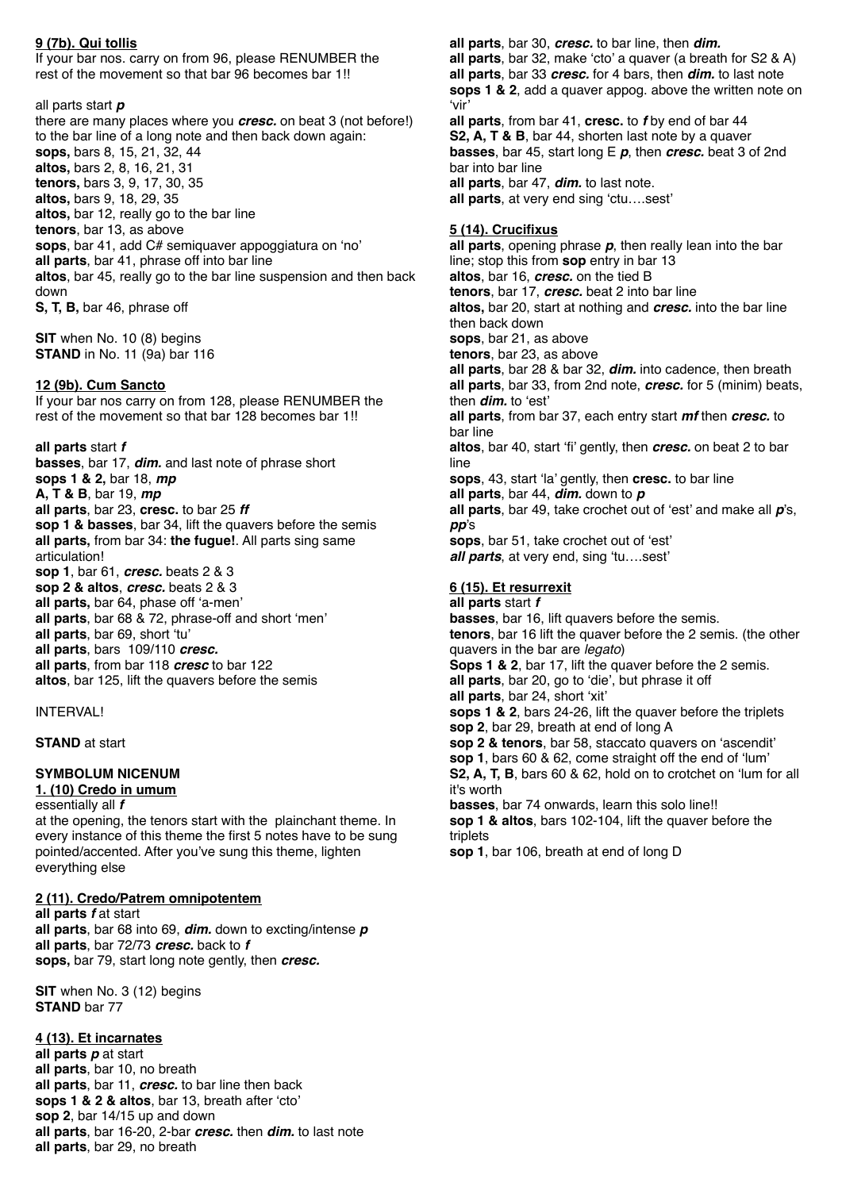**9 (7b). Qui tollis**

If your bar nos. carry on from 96, please RENUMBER the rest of the movement so that bar 96 becomes bar 1!!

all parts start ***p***

there are many places where you ***cresc.*** on beat 3 (not before!) to the bar line of a long note and then back down again:

**sops,** bars 8, 15, 21, 32, 44

**altos,** bars 2, 8, 16, 21, 31

**tenors,** bars 3, 9, 17, 30, 35

**altos,** bars 9, 18, 29, 35

**altos,** bar 12, really go to the bar line

**tenors**, bar 13, as above

**sops**, bar 41, add C# semiquaver appoggiatura on 'no'

**all parts**, bar 41, phrase off into bar line

**altos**, bar 45, really go to the bar line suspension and then back down

**S, T, B,** bar 46, phrase off

**SIT** when No. 10 (8) begins

**STAND** in No. 11 (9a) bar 116

**12 (9b). Cum Sancto**

If your bar nos carry on from 128, please RENUMBER the rest of the movement so that bar 128 becomes bar 1!!

**all parts** start ***f***

**basses**, bar 17, ***dim.*** and last note of phrase short

**sops 1 & 2,** bar 18, ***mp***

**A, T & B**, bar 19, ***mp***

**all parts**, bar 23, **cresc.** to bar 25 ***ff***

**sop 1 & basses**, bar 34, lift the quavers before the semis

**all parts,** from bar 34: **the fugue!**. All parts sing same articulation!

**sop 1**, bar 61, ***cresc.*** beats 2 & 3

**sop 2 & altos**, ***cresc.*** beats 2 & 3

**all parts,** bar 64, phase off 'a-men'

**all parts**, bar 68 & 72, phrase-off and short 'men'

**all parts**, bar 69, short 'tu'

**all parts**, bars 109/110 ***cresc.***

**all parts**, from bar 118 ***cresc*** to bar 122

**altos**, bar 125, lift the quavers before the semis

INTERVAL!

**STAND** at start

**SYMBOLUM NICENUM**

**1. (10) Credo in umum**

essentially all ***f***

at the opening, the tenors start with the plainchant theme. In every instance of this theme the first 5 notes have to be sung pointed/accented. After you've sung this theme, lighten everything else

**2 (11). Credo/Patrem omnipotentem**

**all parts *f*** at start

**all parts**, bar 68 into 69, ***dim.*** down to excting/intense ***p***

**all parts**, bar 72/73 ***cresc.*** back to ***f***

**sops,** bar 79, start long note gently, then ***cresc.***

**SIT** when No. 3 (12) begins

**STAND** bar 77

**4 (13). Et incarnates**

**all parts *p*** at start

**all parts**, bar 10, no breath

**all parts**, bar 11, ***cresc.*** to bar line then back

**sops 1 & 2 & altos**, bar 13, breath after 'cto'

**sop 2**, bar 14/15 up and down

**all parts**, bar 16-20, 2-bar ***cresc.*** then ***dim.*** to last note

**all parts**, bar 29, no breath

**all parts**, bar 30, ***cresc.*** to bar line, then ***dim.***

**all parts**, bar 32, make 'cto' a quaver (a breath for S2 & A)

**all parts**, bar 33 ***cresc.*** for 4 bars, then ***dim.*** to last note

**sops 1 & 2**, add a quaver appog. above the written note on 'vir'

**all parts**, from bar 41, **cresc.** to ***f*** by end of bar 44

**S2, A, T & B**, bar 44, shorten last note by a quaver

**basses**, bar 45, start long E ***p***, then ***cresc.*** beat 3 of 2nd bar into bar line

**all parts**, bar 47, ***dim.*** to last note.

**all parts**, at very end sing 'ctu….sest'

**5 (14). Crucifixus**

**all parts**, opening phrase ***p***, then really lean into the bar line; stop this from **sop** entry in bar 13

**altos**, bar 16, ***cresc.*** on the tied B

**tenors**, bar 17, ***cresc.*** beat 2 into bar line

**altos,** bar 20, start at nothing and ***cresc.*** into the bar line then back down

**sops**, bar 21, as above

**tenors**, bar 23, as above

**all parts**, bar 28 & bar 32, ***dim.*** into cadence, then breath

**all parts**, bar 33, from 2nd note, ***cresc.*** for 5 (minim) beats, then ***dim.*** to 'est'

**all parts**, from bar 37, each entry start ***mf*** then ***cresc.*** to bar line

**altos**, bar 40, start 'fi' gently, then ***cresc.*** on beat 2 to bar line

**sops**, 43, start 'la' gently, then **cresc.** to bar line

**all parts**, bar 44, ***dim.*** down to ***p***

**all parts**, bar 49, take crochet out of 'est' and make all ***p***'s, ***pp***'s

**sops**, bar 51, take crochet out of 'est'

***all parts***, at very end, sing 'tu….sest'

**6 (15). Et resurrexit**

**all parts** start ***f***

**basses**, bar 16, lift quavers before the semis.

**tenors**, bar 16 lift the quaver before the 2 semis. (the other quavers in the bar are *legato*)

**Sops 1 & 2**, bar 17, lift the quaver before the 2 semis.

**all parts**, bar 20, go to 'die', but phrase it off

**all parts**, bar 24, short 'xit'

**sops 1 & 2**, bars 24-26, lift the quaver before the triplets

**sop 2**, bar 29, breath at end of long A

**sop 2 & tenors**, bar 58, staccato quavers on 'ascendit'

**sop 1**, bars 60 & 62, come straight off the end of 'lum'

**S2, A, T, B**, bars 60 & 62, hold on to crotchet on 'lum for all it's worth

**basses**, bar 74 onwards, learn this solo line!!

**sop 1 & altos**, bars 102-104, lift the quaver before the triplets

**sop 1**, bar 106, breath at end of long D